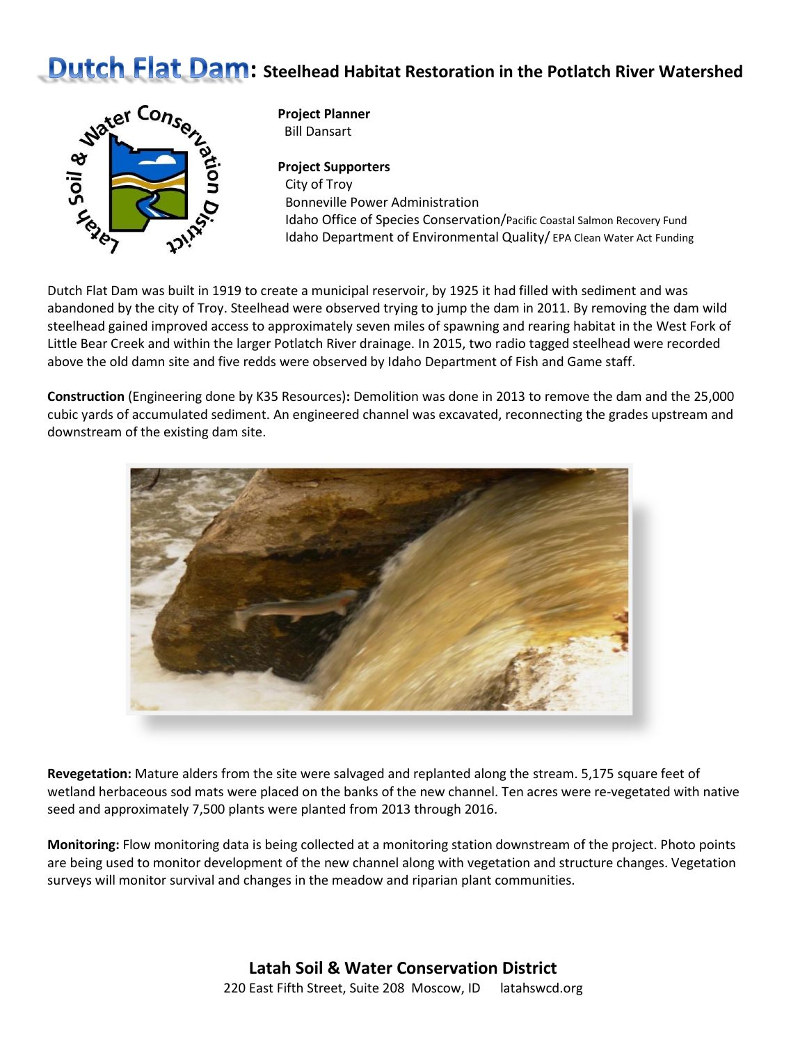# Dutch Flat Dam: Steelhead Habitat Restoration in the Potlatch River Watershed

**Project Planner**
Bill Dansart

**Project Supporters**
City of Troy
Bonneville Power Administration
Idaho Office of Species Conservation/Pacific Coastal Salmon Recovery Fund
Idaho Department of Environmental Quality/ EPA Clean Water Act Funding

Dutch Flat Dam was built in 1919 to create a municipal reservoir, by 1925 it had filled with sediment and was abandoned by the city of Troy. Steelhead were observed trying to jump the dam in 2011. By removing the dam wild steelhead gained improved access to approximately seven miles of spawning and rearing habitat in the West Fork of Little Bear Creek and within the larger Potlatch River drainage. In 2015, two radio tagged steelhead were recorded above the old damn site and five redds were observed by Idaho Department of Fish and Game staff.

**Construction** (Engineering done by K35 Resources)**:** Demolition was done in 2013 to remove the dam and the 25,000 cubic yards of accumulated sediment. An engineered channel was excavated, reconnecting the grades upstream and downstream of the existing dam site.

**Revegetation:** Mature alders from the site were salvaged and replanted along the stream. 5,175 square feet of wetland herbaceous sod mats were placed on the banks of the new channel. Ten acres were re-vegetated with native seed and approximately 7,500 plants were planted from 2013 through 2016.

**Monitoring:** Flow monitoring data is being collected at a monitoring station downstream of the project. Photo points are being used to monitor development of the new channel along with vegetation and structure changes. Vegetation surveys will monitor survival and changes in the meadow and riparian plant communities.

**Latah Soil & Water Conservation District**
220 East Fifth Street, Suite 208 Moscow, ID latahswcd.org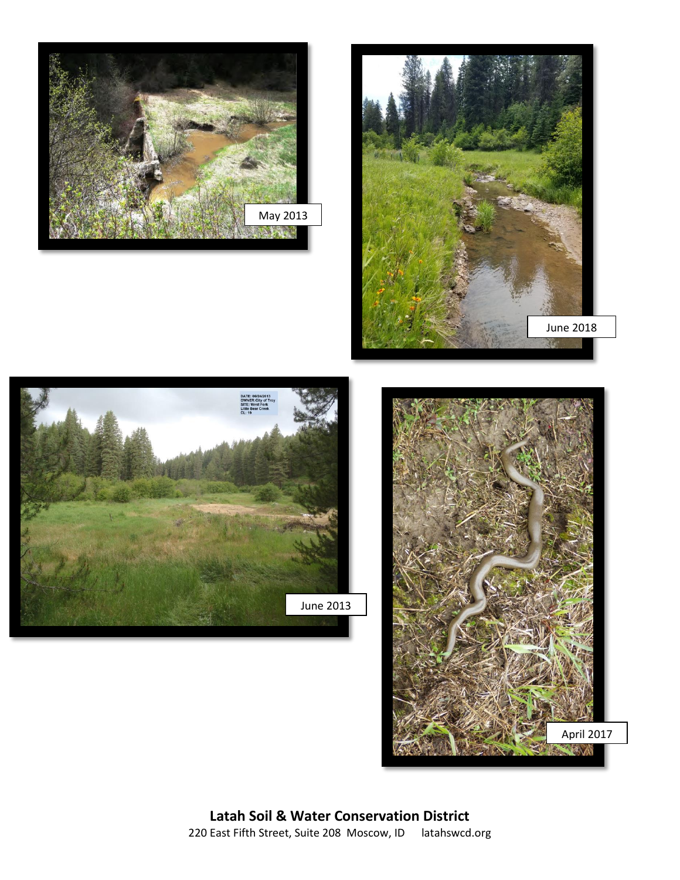May 2013

June 2018

DATE: 06/24/2013
OWNER: City of Troy
SITE: West Fork
Little Bear Creek
CL: 19

June 2013

April 2017

**Latah Soil & Water Conservation District**
220 East Fifth Street, Suite 208 Moscow, ID latahswcd.org